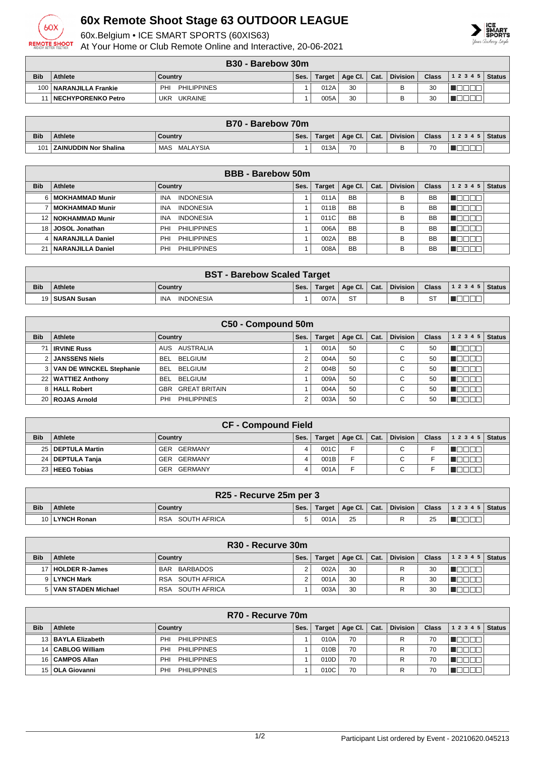# 60x Remote Shoot Stage 63 OUTDOOR LEAGUE

60x.Belgium • ICE SMART SPORTS (60XIS63)

At Your Home or Club Remote Online and Interactive, 20-06-2021

| B30 - Barebow 30m | | | | | | | | | | |
|---|---|---|---|---|---|---|---|---|---|---|
| Bib | Athlete | Country | Ses. | Target | Age Cl. | Cat. | Division | Class | 1 2 3 4 5 | Status |
| 100 | NARANJILLA Frankie | PHI PHILIPPINES | 1 | 012A | 30 | | B | 30 | | |
| 11 | NECHYPORENKO Petro | UKR UKRAINE | 1 | 005A | 30 | | B | 30 | | |

| B70 - Barebow 70m | | | | | | | | | | |
|---|---|---|---|---|---|---|---|---|---|---|
| Bib | Athlete | Country | Ses. | Target | Age Cl. | Cat. | Division | Class | 1 2 3 4 5 | Status |
| 101 | ZAINUDDIN Nor Shalina | MAS MALAYSIA | 1 | 013A | 70 | | B | 70 | | |

| BBB - Barebow 50m | | | | | | | | | | |
|---|---|---|---|---|---|---|---|---|---|---|
| Bib | Athlete | Country | Ses. | Target | Age Cl. | Cat. | Division | Class | 1 2 3 4 5 | Status |
| 6 | MOKHAMMAD Munir | INA INDONESIA | 1 | 011A | BB | | B | BB | | |
| 7 | MOKHAMMAD Munir | INA INDONESIA | 1 | 011B | BB | | B | BB | | |
| 12 | NOKHAMMAD Munir | INA INDONESIA | 1 | 011C | BB | | B | BB | | |
| 18 | JOSOL Jonathan | PHI PHILIPPINES | 1 | 006A | BB | | B | BB | | |
| 4 | NARANJILLA Daniel | PHI PHILIPPINES | 1 | 002A | BB | | B | BB | | |
| 21 | NARANJILLA Daniel | PHI PHILIPPINES | 1 | 008A | BB | | B | BB | | |

| BST - Barebow Scaled Target | | | | | | | | | | |
|---|---|---|---|---|---|---|---|---|---|---|
| Bib | Athlete | Country | Ses. | Target | Age Cl. | Cat. | Division | Class | 1 2 3 4 5 | Status |
| 19 | SUSAN Susan | INA INDONESIA | 1 | 007A | ST | | B | ST | | |

| C50 - Compound 50m | | | | | | | | | | |
|---|---|---|---|---|---|---|---|---|---|---|
| Bib | Athlete | Country | Ses. | Target | Age Cl. | Cat. | Division | Class | 1 2 3 4 5 | Status |
| ?1 | IRVINE Russ | AUS AUSTRALIA | 1 | 001A | 50 | | C | 50 | | |
| 2 | JANSSENS Niels | BEL BELGIUM | 2 | 004A | 50 | | C | 50 | | |
| 3 | VAN DE WINCKEL Stephanie | BEL BELGIUM | 2 | 004B | 50 | | C | 50 | | |
| 22 | WATTIEZ Anthony | BEL BELGIUM | 1 | 009A | 50 | | C | 50 | | |
| 8 | HALL Robert | GBR GREAT BRITAIN | 1 | 004A | 50 | | C | 50 | | |
| 20 | ROJAS Arnold | PHI PHILIPPINES | 2 | 003A | 50 | | C | 50 | | |

| CF - Compound Field | | | | | | | | | | |
|---|---|---|---|---|---|---|---|---|---|---|
| Bib | Athlete | Country | Ses. | Target | Age Cl. | Cat. | Division | Class | 1 2 3 4 5 | Status |
| 25 | DEPTULA Martin | GER GERMANY | 4 | 001C | F | | C | F | | |
| 24 | DEPTULA Tanja | GER GERMANY | 4 | 001B | F | | C | F | | |
| 23 | HEEG Tobias | GER GERMANY | 4 | 001A | F | | C | F | | |

| R25 - Recurve 25m per 3 | | | | | | | | | | |
|---|---|---|---|---|---|---|---|---|---|---|
| Bib | Athlete | Country | Ses. | Target | Age Cl. | Cat. | Division | Class | 1 2 3 4 5 | Status |
| 10 | LYNCH Ronan | RSA SOUTH AFRICA | 5 | 001A | 25 | | R | 25 | | |

| R30 - Recurve 30m | | | | | | | | | | |
|---|---|---|---|---|---|---|---|---|---|---|
| Bib | Athlete | Country | Ses. | Target | Age Cl. | Cat. | Division | Class | 1 2 3 4 5 | Status |
| 17 | HOLDER R-James | BAR BARBADOS | 2 | 002A | 30 | | R | 30 | | |
| 9 | LYNCH Mark | RSA SOUTH AFRICA | 2 | 001A | 30 | | R | 30 | | |
| 5 | VAN STADEN Michael | RSA SOUTH AFRICA | 1 | 003A | 30 | | R | 30 | | |

| R70 - Recurve 70m | | | | | | | | | | |
|---|---|---|---|---|---|---|---|---|---|---|
| Bib | Athlete | Country | Ses. | Target | Age Cl. | Cat. | Division | Class | 1 2 3 4 5 | Status |
| 13 | BAYLA Elizabeth | PHI PHILIPPINES | 1 | 010A | 70 | | R | 70 | | |
| 14 | CABLOG William | PHI PHILIPPINES | 1 | 010B | 70 | | R | 70 | | |
| 16 | CAMPOS Allan | PHI PHILIPPINES | 1 | 010D | 70 | | R | 70 | | |
| 15 | OLA Giovanni | PHI PHILIPPINES | 1 | 010C | 70 | | R | 70 | | |

Participant List ordered by Event - 20210620.045213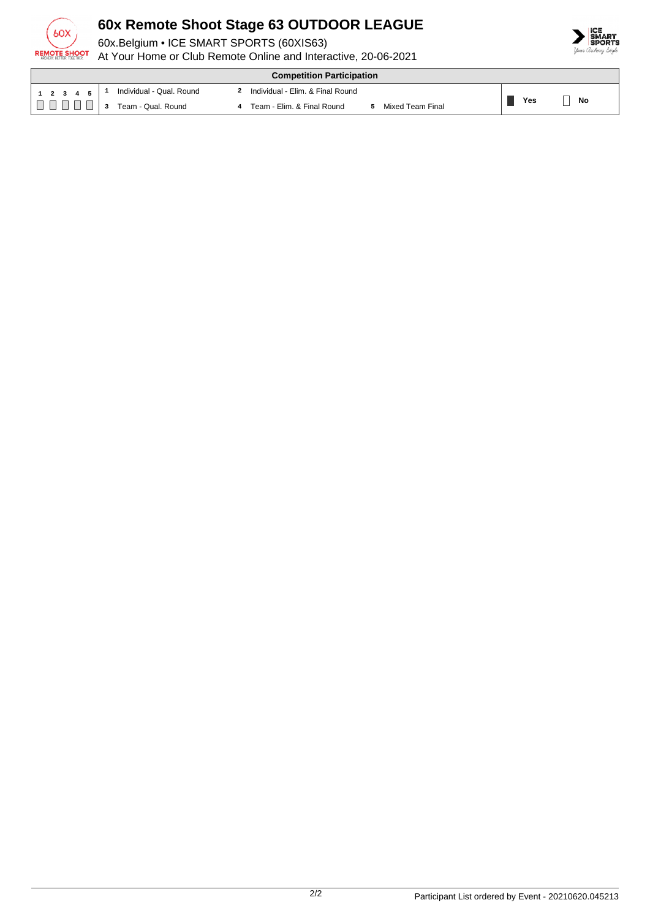# 60x Remote Shoot Stage 63 OUTDOOR LEAGUE

60x.Belgium • ICE SMART SPORTS (60XIS63)

At Your Home or Club Remote Online and Interactive, 20-06-2021

| Competition Participation | | | | |
|---|---|---|---|---|
| 1 2 3 4 5 | 1 Individual - Qual. Round | 2 Individual - Elim. & Final Round | | Yes / No |
| | 3 Team - Qual. Round | 4 Team - Elim. & Final Round | 5 Mixed Team Final | |

Participant List ordered by Event - 20210620.045213